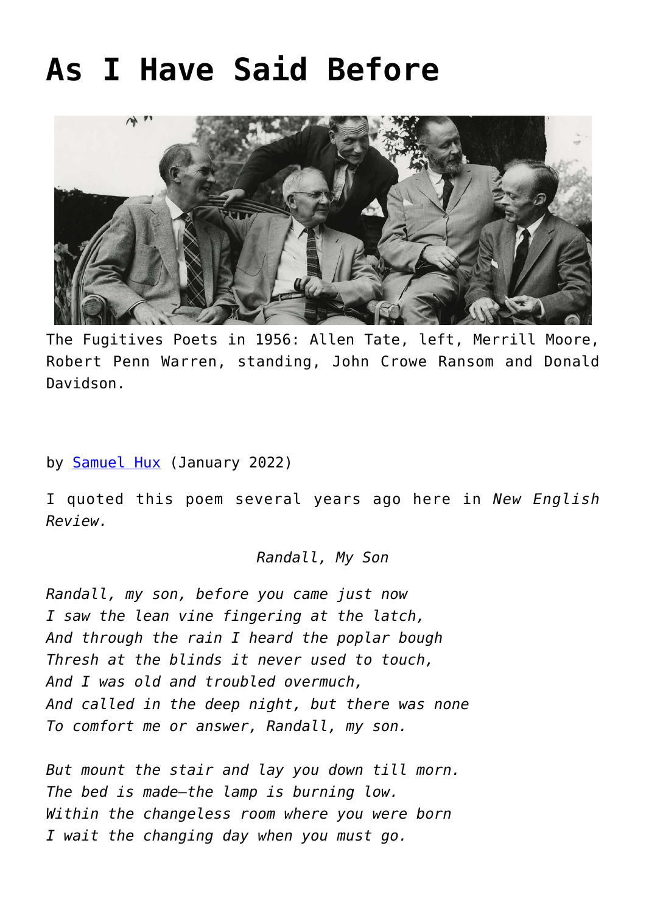# As I Have Said Before

The Fugitives Poets in 1956: Allen Tate, left, Merrill Moore, Robert Penn Warren, standing, John Crowe Ransom and Donald Davidson.

by [Samuel Hux](#) (January 2022)

I quoted this poem several years ago here in *New English Review.*

*Randall, My Son*

*Randall, my son, before you came just now*
*I saw the lean vine fingering at the latch,*
*And through the rain I heard the poplar bough*
*Thresh at the blinds it never used to touch,*
*And I was old and troubled overmuch,*
*And called in the deep night, but there was none*
*To comfort me or answer, Randall, my son.*

*But mount the stair and lay you down till morn.*
*The bed is made—the lamp is burning low.*
*Within the changeless room where you were born*
*I wait the changing day when you must go.*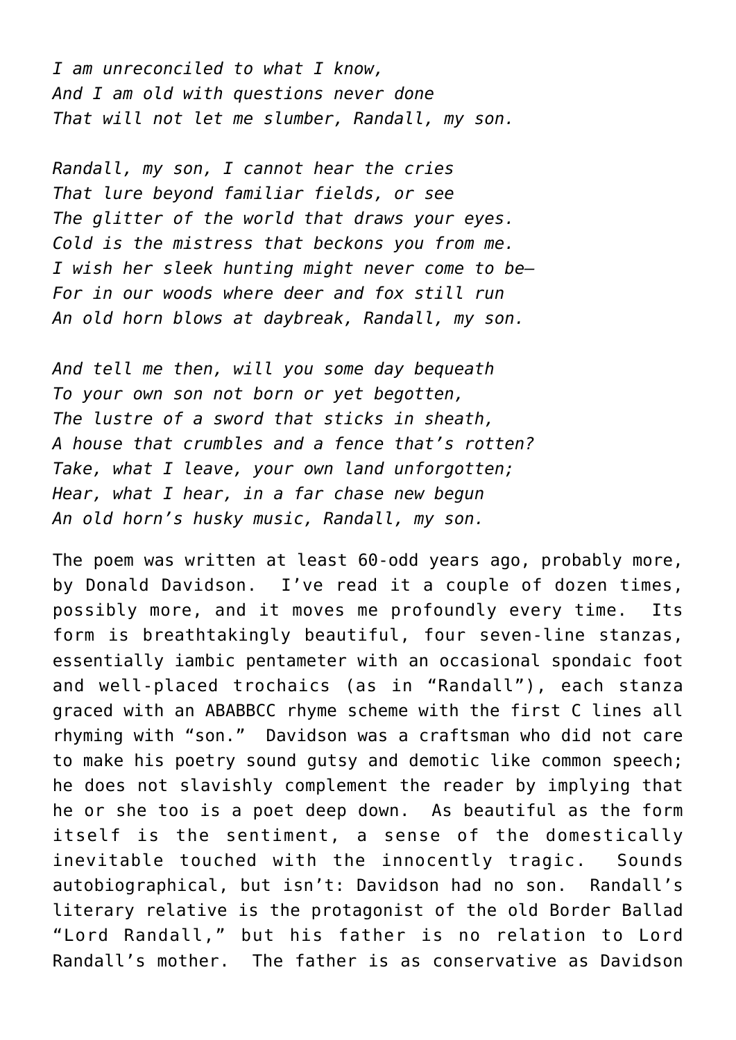*I am unreconciled to what I know,*
*And I am old with questions never done*
*That will not let me slumber, Randall, my son.*

*Randall, my son, I cannot hear the cries*
*That lure beyond familiar fields, or see*
*The glitter of the world that draws your eyes.*
*Cold is the mistress that beckons you from me.*
*I wish her sleek hunting might never come to be—*
*For in our woods where deer and fox still run*
*An old horn blows at daybreak, Randall, my son.*

*And tell me then, will you some day bequeath*
*To your own son not born or yet begotten,*
*The lustre of a sword that sticks in sheath,*
*A house that crumbles and a fence that's rotten?*
*Take, what I leave, your own land unforgotten;*
*Hear, what I hear, in a far chase new begun*
*An old horn's husky music, Randall, my son.*

The poem was written at least 60-odd years ago, probably more, by Donald Davidson. I've read it a couple of dozen times, possibly more, and it moves me profoundly every time. Its form is breathtakingly beautiful, four seven-line stanzas, essentially iambic pentameter with an occasional spondaic foot and well-placed trochaics (as in "Randall"), each stanza graced with an ABABBCC rhyme scheme with the first C lines all rhyming with "son." Davidson was a craftsman who did not care to make his poetry sound gutsy and demotic like common speech; he does not slavishly complement the reader by implying that he or she too is a poet deep down. As beautiful as the form itself is the sentiment, a sense of the domestically inevitable touched with the innocently tragic. Sounds autobiographical, but isn't: Davidson had no son. Randall's literary relative is the protagonist of the old Border Ballad "Lord Randall," but his father is no relation to Lord Randall's mother. The father is as conservative as Davidson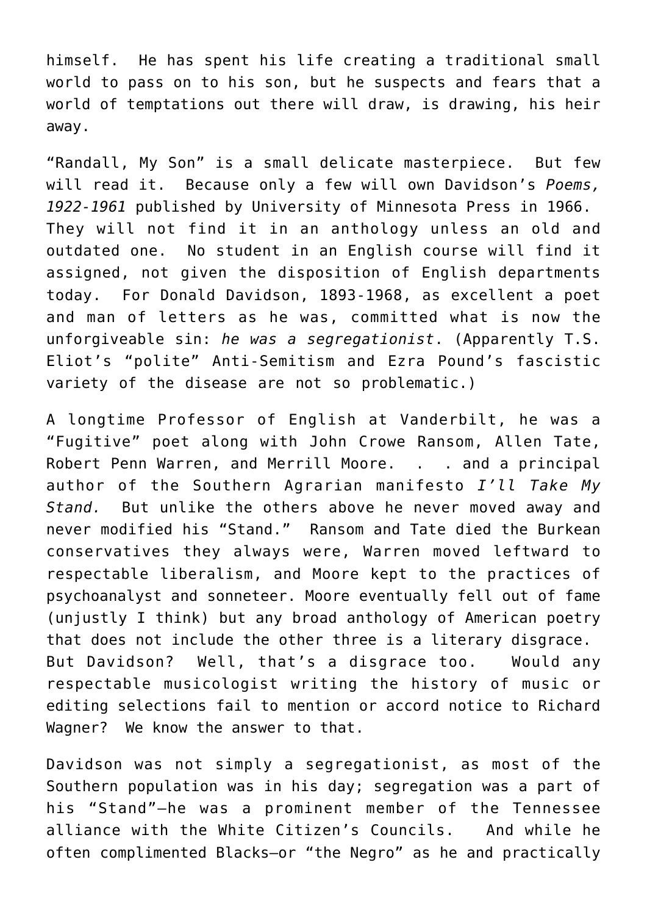himself. He has spent his life creating a traditional small world to pass on to his son, but he suspects and fears that a world of temptations out there will draw, is drawing, his heir away.

"Randall, My Son" is a small delicate masterpiece. But few will read it. Because only a few will own Davidson's *Poems, 1922-1961* published by University of Minnesota Press in 1966. They will not find it in an anthology unless an old and outdated one. No student in an English course will find it assigned, not given the disposition of English departments today. For Donald Davidson, 1893-1968, as excellent a poet and man of letters as he was, committed what is now the unforgiveable sin: *he was a segregationist*. (Apparently T.S. Eliot's "polite" Anti-Semitism and Ezra Pound's fascistic variety of the disease are not so problematic.)

A longtime Professor of English at Vanderbilt, he was a "Fugitive" poet along with John Crowe Ransom, Allen Tate, Robert Penn Warren, and Merrill Moore. . . and a principal author of the Southern Agrarian manifesto *I'll Take My Stand.* But unlike the others above he never moved away and never modified his "Stand." Ransom and Tate died the Burkean conservatives they always were, Warren moved leftward to respectable liberalism, and Moore kept to the practices of psychoanalyst and sonneteer. Moore eventually fell out of fame (unjustly I think) but any broad anthology of American poetry that does not include the other three is a literary disgrace. But Davidson? Well, that's a disgrace too. Would any respectable musicologist writing the history of music or editing selections fail to mention or accord notice to Richard Wagner? We know the answer to that.

Davidson was not simply a segregationist, as most of the Southern population was in his day; segregation was a part of his "Stand"—he was a prominent member of the Tennessee alliance with the White Citizen's Councils. And while he often complimented Blacks—or "the Negro" as he and practically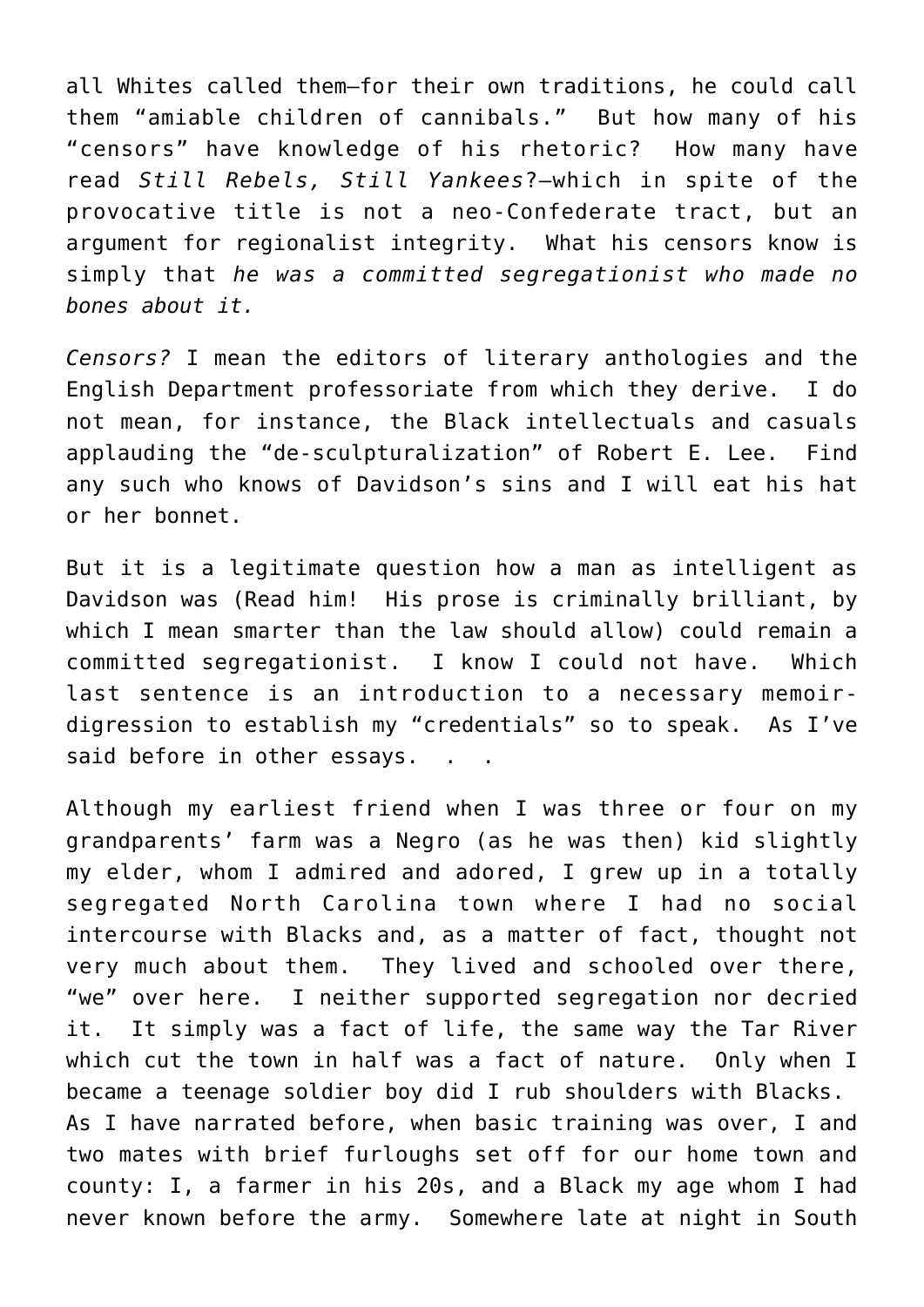all Whites called them—for their own traditions, he could call them "amiable children of cannibals." But how many of his "censors" have knowledge of his rhetoric? How many have read *Still Rebels, Still Yankees*?—which in spite of the provocative title is not a neo-Confederate tract, but an argument for regionalist integrity. What his censors know is simply that *he was a committed segregationist who made no bones about it.*

*Censors?* I mean the editors of literary anthologies and the English Department professoriate from which they derive. I do not mean, for instance, the Black intellectuals and casuals applauding the "de-sculpturalization" of Robert E. Lee. Find any such who knows of Davidson's sins and I will eat his hat or her bonnet.

But it is a legitimate question how a man as intelligent as Davidson was (Read him! His prose is criminally brilliant, by which I mean smarter than the law should allow) could remain a committed segregationist. I know I could not have. Which last sentence is an introduction to a necessary memoir-digression to establish my "credentials" so to speak. As I've said before in other essays. . .

Although my earliest friend when I was three or four on my grandparents' farm was a Negro (as he was then) kid slightly my elder, whom I admired and adored, I grew up in a totally segregated North Carolina town where I had no social intercourse with Blacks and, as a matter of fact, thought not very much about them. They lived and schooled over there, "we" over here. I neither supported segregation nor decried it. It simply was a fact of life, the same way the Tar River which cut the town in half was a fact of nature. Only when I became a teenage soldier boy did I rub shoulders with Blacks. As I have narrated before, when basic training was over, I and two mates with brief furloughs set off for our home town and county: I, a farmer in his 20s, and a Black my age whom I had never known before the army. Somewhere late at night in South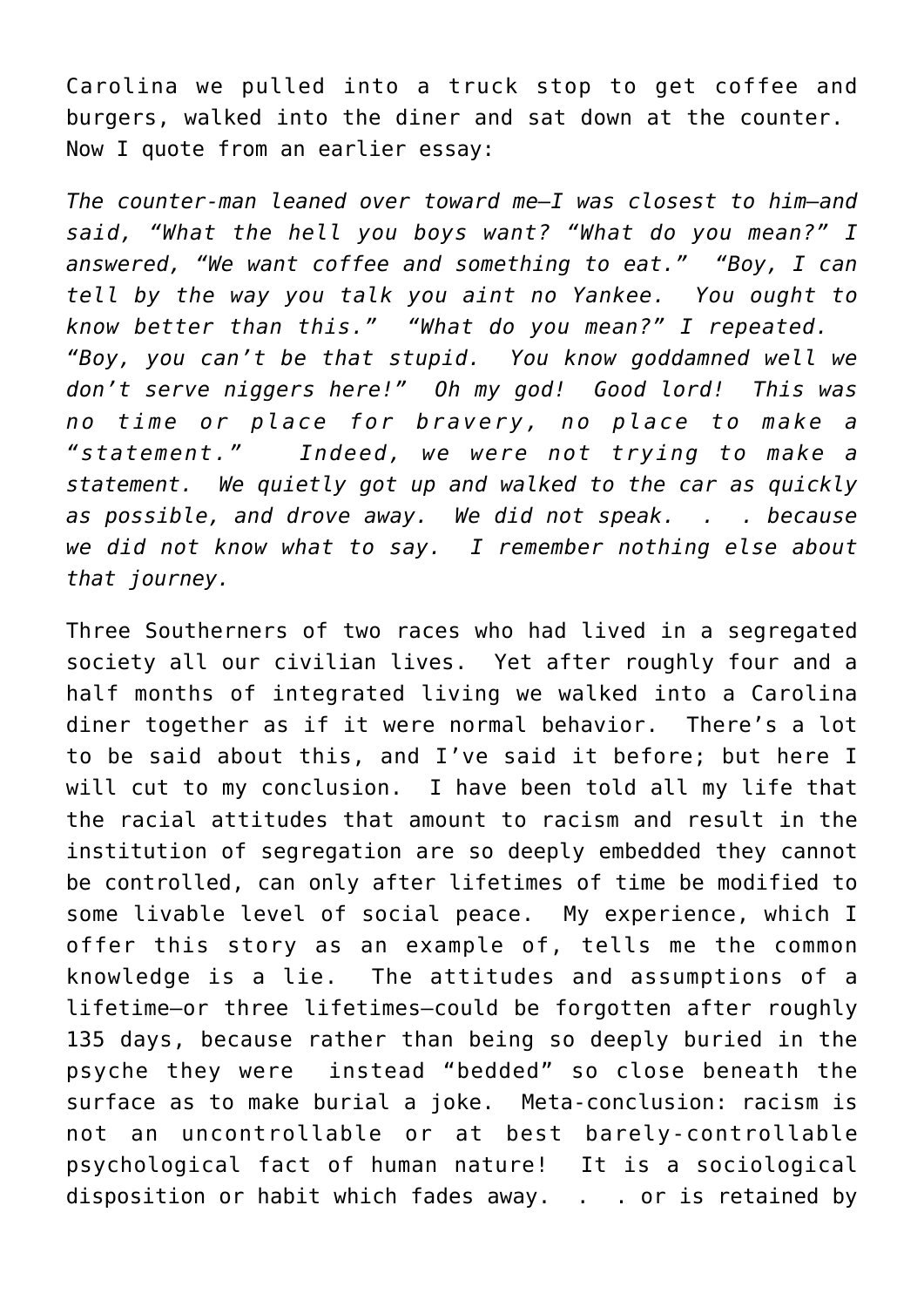Carolina we pulled into a truck stop to get coffee and burgers, walked into the diner and sat down at the counter. Now I quote from an earlier essay:

*The counter-man leaned over toward me—I was closest to him—and said, "What the hell you boys want? "What do you mean?" I answered, "We want coffee and something to eat." "Boy, I can tell by the way you talk you aint no Yankee. You ought to know better than this." "What do you mean?" I repeated. "Boy, you can't be that stupid. You know goddamned well we don't serve niggers here!" Oh my god! Good lord! This was no time or place for bravery, no place to make a "statement." Indeed, we were not trying to make a statement. We quietly got up and walked to the car as quickly as possible, and drove away. We did not speak. . . because we did not know what to say. I remember nothing else about that journey.*

Three Southerners of two races who had lived in a segregated society all our civilian lives. Yet after roughly four and a half months of integrated living we walked into a Carolina diner together as if it were normal behavior. There's a lot to be said about this, and I've said it before; but here I will cut to my conclusion. I have been told all my life that the racial attitudes that amount to racism and result in the institution of segregation are so deeply embedded they cannot be controlled, can only after lifetimes of time be modified to some livable level of social peace. My experience, which I offer this story as an example of, tells me the common knowledge is a lie. The attitudes and assumptions of a lifetime—or three lifetimes—could be forgotten after roughly 135 days, because rather than being so deeply buried in the psyche they were instead "bedded" so close beneath the surface as to make burial a joke. Meta-conclusion: racism is not an uncontrollable or at best barely-controllable psychological fact of human nature! It is a sociological disposition or habit which fades away. . . or is retained by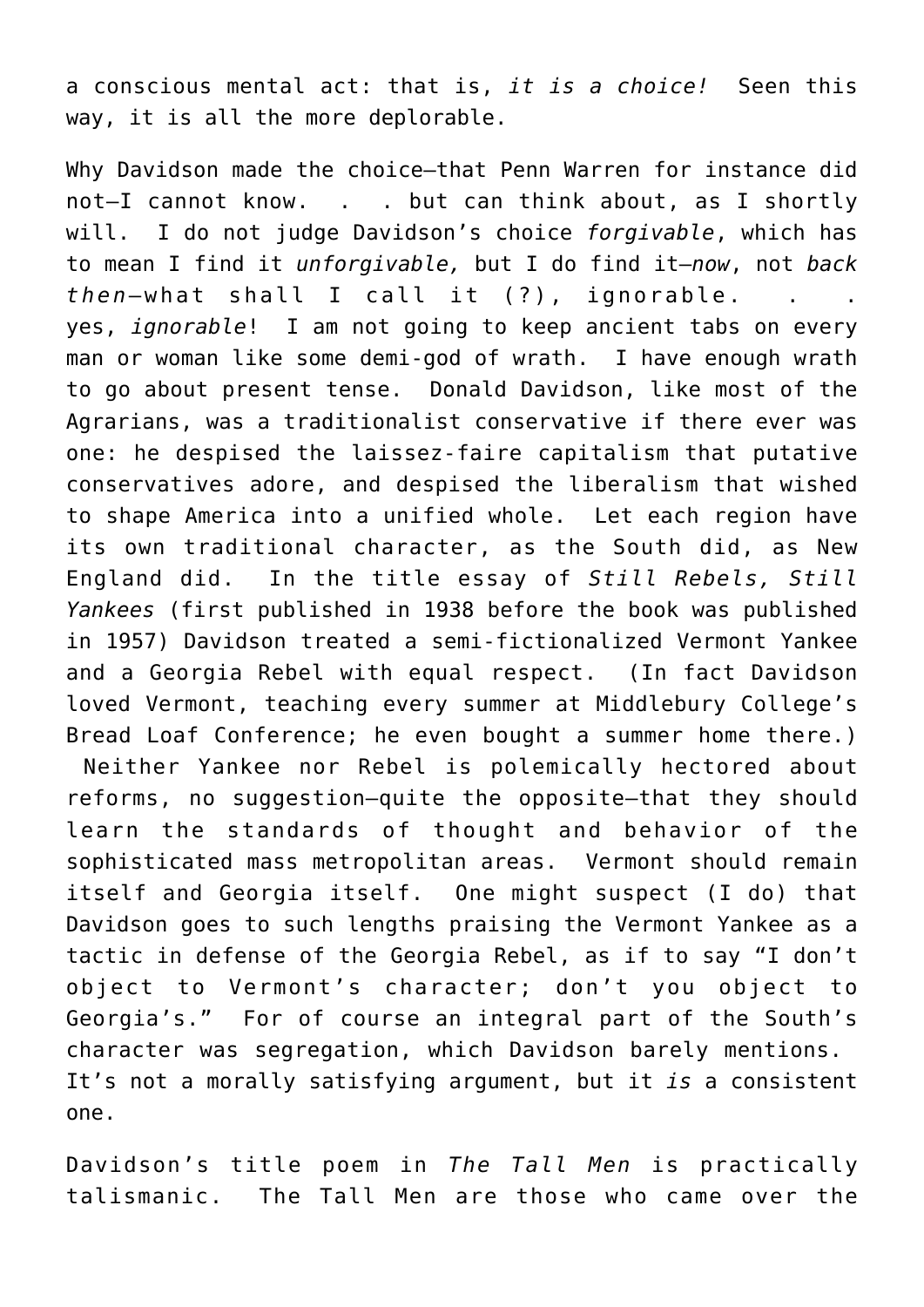a conscious mental act: that is, *it is a choice!* Seen this way, it is all the more deplorable.

Why Davidson made the choice—that Penn Warren for instance did not—I cannot know. . . but can think about, as I shortly will. I do not judge Davidson's choice *forgivable*, which has to mean I find it *unforgivable,* but I do find it—*now*, not *back then*—what shall I call it (?), ignorable. . . yes, *ignorable*! I am not going to keep ancient tabs on every man or woman like some demi-god of wrath. I have enough wrath to go about present tense. Donald Davidson, like most of the Agrarians, was a traditionalist conservative if there ever was one: he despised the laissez-faire capitalism that putative conservatives adore, and despised the liberalism that wished to shape America into a unified whole. Let each region have its own traditional character, as the South did, as New England did. In the title essay of *Still Rebels, Still Yankees* (first published in 1938 before the book was published in 1957) Davidson treated a semi-fictionalized Vermont Yankee and a Georgia Rebel with equal respect. (In fact Davidson loved Vermont, teaching every summer at Middlebury College's Bread Loaf Conference; he even bought a summer home there.) Neither Yankee nor Rebel is polemically hectored about reforms, no suggestion—quite the opposite—that they should learn the standards of thought and behavior of the sophisticated mass metropolitan areas. Vermont should remain itself and Georgia itself. One might suspect (I do) that Davidson goes to such lengths praising the Vermont Yankee as a tactic in defense of the Georgia Rebel, as if to say "I don't object to Vermont's character; don't you object to Georgia's." For of course an integral part of the South's character was segregation, which Davidson barely mentions. It's not a morally satisfying argument, but it *is* a consistent one.

Davidson's title poem in *The Tall Men* is practically talismanic. The Tall Men are those who came over the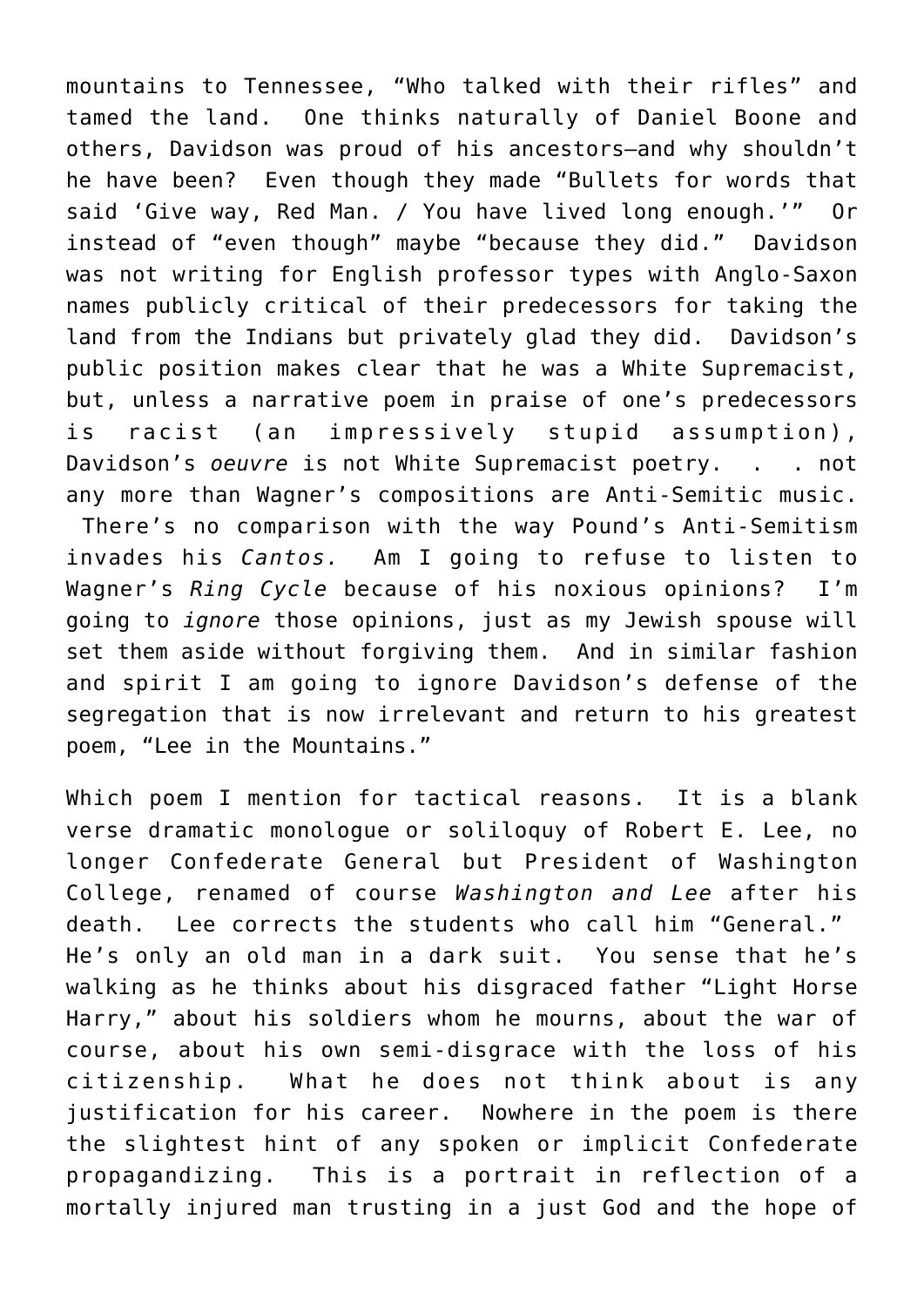mountains to Tennessee, “Who talked with their rifles” and tamed the land. One thinks naturally of Daniel Boone and others, Davidson was proud of his ancestors—and why shouldn’t he have been? Even though they made “Bullets for words that said ‘Give way, Red Man. / You have lived long enough.’” Or instead of “even though” maybe “because they did.” Davidson was not writing for English professor types with Anglo-Saxon names publicly critical of their predecessors for taking the land from the Indians but privately glad they did. Davidson’s public position makes clear that he was a White Supremacist, but, unless a narrative poem in praise of one’s predecessors is racist (an impressively stupid assumption), Davidson’s *oeuvre* is not White Supremacist poetry. . . not any more than Wagner’s compositions are Anti-Semitic music. There’s no comparison with the way Pound’s Anti-Semitism invades his *Cantos.* Am I going to refuse to listen to Wagner’s *Ring Cycle* because of his noxious opinions? I’m going to *ignore* those opinions, just as my Jewish spouse will set them aside without forgiving them. And in similar fashion and spirit I am going to ignore Davidson’s defense of the segregation that is now irrelevant and return to his greatest poem, “Lee in the Mountains.”

Which poem I mention for tactical reasons. It is a blank verse dramatic monologue or soliloquy of Robert E. Lee, no longer Confederate General but President of Washington College, renamed of course *Washington and Lee* after his death. Lee corrects the students who call him “General.” He’s only an old man in a dark suit. You sense that he’s walking as he thinks about his disgraced father “Light Horse Harry,” about his soldiers whom he mourns, about the war of course, about his own semi-disgrace with the loss of his citizenship. What he does not think about is any justification for his career. Nowhere in the poem is there the slightest hint of any spoken or implicit Confederate propagandizing. This is a portrait in reflection of a mortally injured man trusting in a just God and the hope of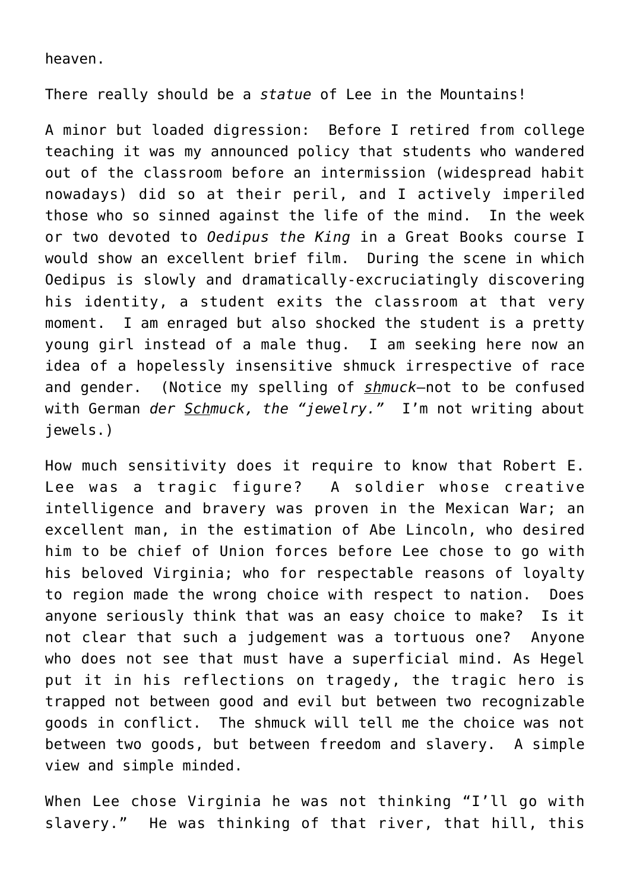heaven.

There really should be a *statue* of Lee in the Mountains!

A minor but loaded digression: Before I retired from college teaching it was my announced policy that students who wandered out of the classroom before an intermission (widespread habit nowadays) did so at their peril, and I actively imperiled those who so sinned against the life of the mind. In the week or two devoted to *Oedipus the King* in a Great Books course I would show an excellent brief film. During the scene in which Oedipus is slowly and dramatically-excruciatingly discovering his identity, a student exits the classroom at that very moment. I am enraged but also shocked the student is a pretty young girl instead of a male thug. I am seeking here now an idea of a hopelessly insensitive shmuck irrespective of race and gender. (Notice my spelling of *<u>sh</u>muck*—not to be confused with German *der <u>Sch</u>muck, the "jewelry."* I'm not writing about jewels.)

How much sensitivity does it require to know that Robert E. Lee was a tragic figure? A soldier whose creative intelligence and bravery was proven in the Mexican War; an excellent man, in the estimation of Abe Lincoln, who desired him to be chief of Union forces before Lee chose to go with his beloved Virginia; who for respectable reasons of loyalty to region made the wrong choice with respect to nation. Does anyone seriously think that was an easy choice to make? Is it not clear that such a judgement was a tortuous one? Anyone who does not see that must have a superficial mind. As Hegel put it in his reflections on tragedy, the tragic hero is trapped not between good and evil but between two recognizable goods in conflict. The shmuck will tell me the choice was not between two goods, but between freedom and slavery. A simple view and simple minded.

When Lee chose Virginia he was not thinking "I'll go with slavery." He was thinking of that river, that hill, this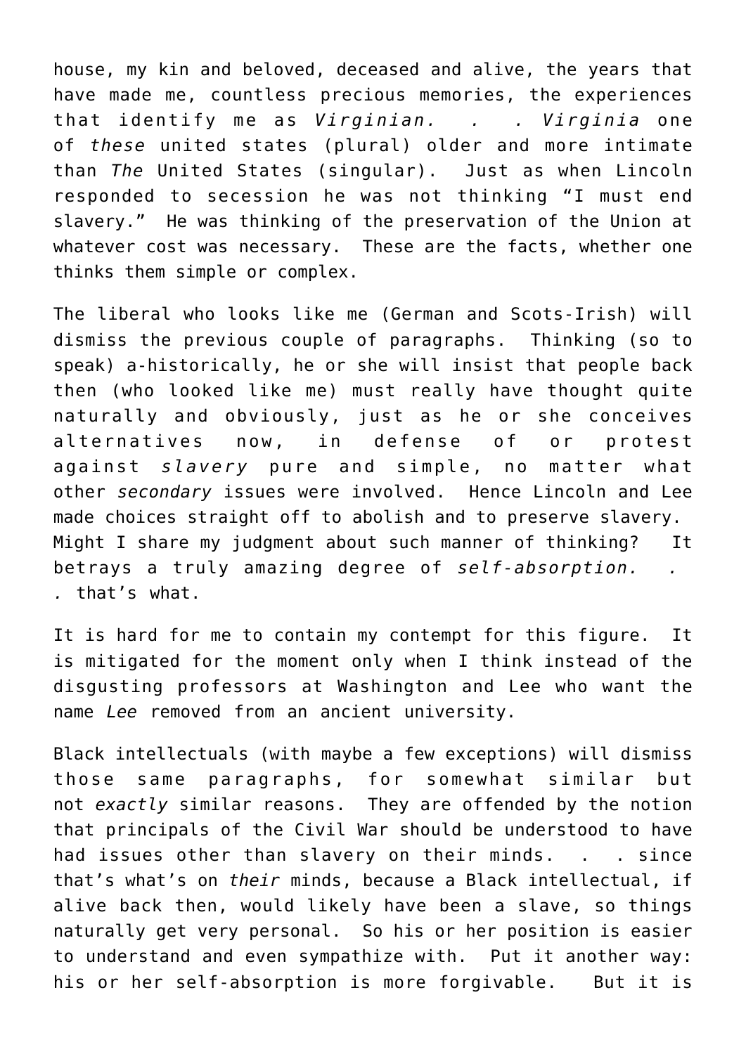house, my kin and beloved, deceased and alive, the years that have made me, countless precious memories, the experiences that identify me as *Virginian. . . Virginia* one of *these* united states (plural) older and more intimate than *The* United States (singular). Just as when Lincoln responded to secession he was not thinking "I must end slavery." He was thinking of the preservation of the Union at whatever cost was necessary. These are the facts, whether one thinks them simple or complex.

The liberal who looks like me (German and Scots-Irish) will dismiss the previous couple of paragraphs. Thinking (so to speak) a-historically, he or she will insist that people back then (who looked like me) must really have thought quite naturally and obviously, just as he or she conceives alternatives now, in defense of or protest against *slavery* pure and simple, no matter what other *secondary* issues were involved. Hence Lincoln and Lee made choices straight off to abolish and to preserve slavery. Might I share my judgment about such manner of thinking? It betrays a truly amazing degree of *self-absorption. . .* that's what.

It is hard for me to contain my contempt for this figure. It is mitigated for the moment only when I think instead of the disgusting professors at Washington and Lee who want the name *Lee* removed from an ancient university.

Black intellectuals (with maybe a few exceptions) will dismiss those same paragraphs, for somewhat similar but not *exactly* similar reasons. They are offended by the notion that principals of the Civil War should be understood to have had issues other than slavery on their minds. . . since that's what's on *their* minds, because a Black intellectual, if alive back then, would likely have been a slave, so things naturally get very personal. So his or her position is easier to understand and even sympathize with. Put it another way: his or her self-absorption is more forgivable. But it is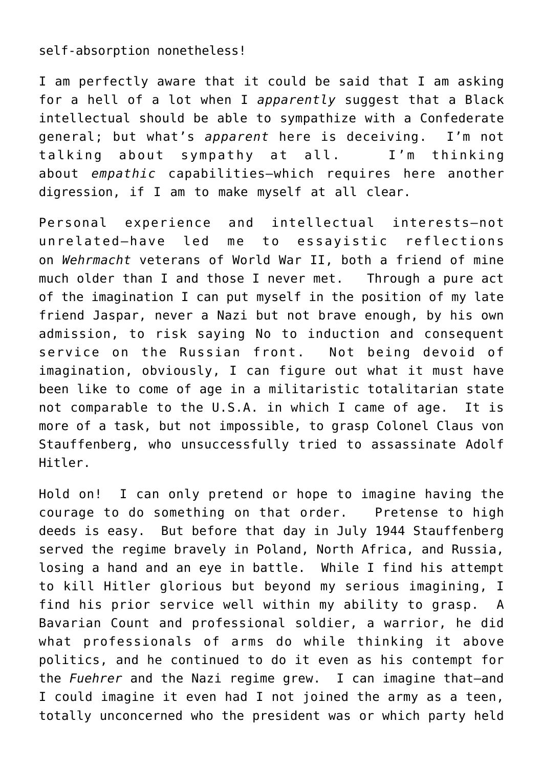self-absorption nonetheless!

I am perfectly aware that it could be said that I am asking for a hell of a lot when I *apparently* suggest that a Black intellectual should be able to sympathize with a Confederate general; but what's *apparent* here is deceiving. I'm not talking about sympathy at all. I'm thinking about *empathic* capabilities—which requires here another digression, if I am to make myself at all clear.

Personal experience and intellectual interests—not unrelated—have led me to essayistic reflections on *Wehrmacht* veterans of World War II, both a friend of mine much older than I and those I never met. Through a pure act of the imagination I can put myself in the position of my late friend Jaspar, never a Nazi but not brave enough, by his own admission, to risk saying No to induction and consequent service on the Russian front. Not being devoid of imagination, obviously, I can figure out what it must have been like to come of age in a militaristic totalitarian state not comparable to the U.S.A. in which I came of age. It is more of a task, but not impossible, to grasp Colonel Claus von Stauffenberg, who unsuccessfully tried to assassinate Adolf Hitler.

Hold on! I can only pretend or hope to imagine having the courage to do something on that order. Pretense to high deeds is easy. But before that day in July 1944 Stauffenberg served the regime bravely in Poland, North Africa, and Russia, losing a hand and an eye in battle. While I find his attempt to kill Hitler glorious but beyond my serious imagining, I find his prior service well within my ability to grasp. A Bavarian Count and professional soldier, a warrior, he did what professionals of arms do while thinking it above politics, and he continued to do it even as his contempt for the *Fuehrer* and the Nazi regime grew. I can imagine that—and I could imagine it even had I not joined the army as a teen, totally unconcerned who the president was or which party held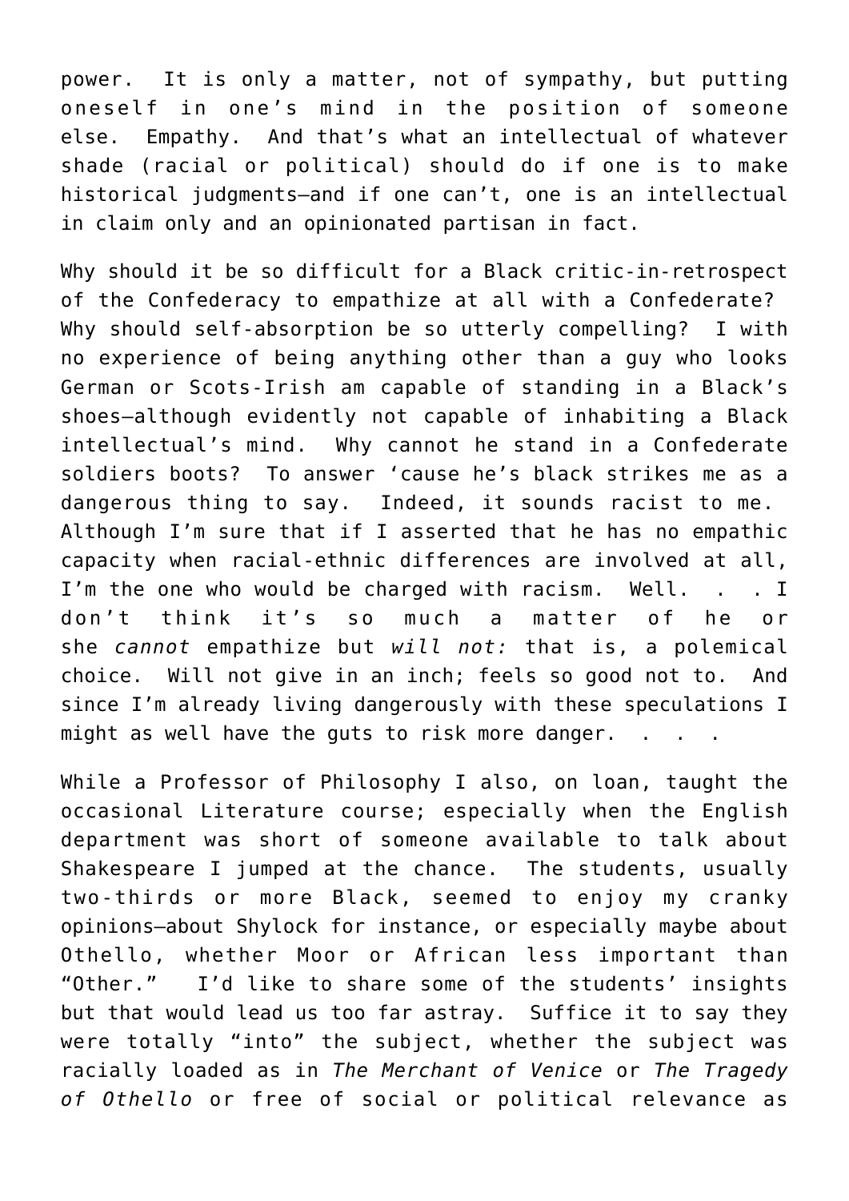power. It is only a matter, not of sympathy, but putting oneself in one's mind in the position of someone else. Empathy. And that's what an intellectual of whatever shade (racial or political) should do if one is to make historical judgments—and if one can't, one is an intellectual in claim only and an opinionated partisan in fact.

Why should it be so difficult for a Black critic-in-retrospect of the Confederacy to empathize at all with a Confederate? Why should self-absorption be so utterly compelling? I with no experience of being anything other than a guy who looks German or Scots-Irish am capable of standing in a Black's shoes—although evidently not capable of inhabiting a Black intellectual's mind. Why cannot he stand in a Confederate soldiers boots? To answer 'cause he's black strikes me as a dangerous thing to say. Indeed, it sounds racist to me. Although I'm sure that if I asserted that he has no empathic capacity when racial-ethnic differences are involved at all, I'm the one who would be charged with racism. Well. . . I don't think it's so much a matter of he or she *cannot* empathize but *will not:* that is, a polemical choice. Will not give in an inch; feels so good not to. And since I'm already living dangerously with these speculations I might as well have the guts to risk more danger. . . .

While a Professor of Philosophy I also, on loan, taught the occasional Literature course; especially when the English department was short of someone available to talk about Shakespeare I jumped at the chance. The students, usually two-thirds or more Black, seemed to enjoy my cranky opinions—about Shylock for instance, or especially maybe about Othello, whether Moor or African less important than "Other." I'd like to share some of the students' insights but that would lead us too far astray. Suffice it to say they were totally "into" the subject, whether the subject was racially loaded as in *The Merchant of Venice* or *The Tragedy of Othello* or free of social or political relevance as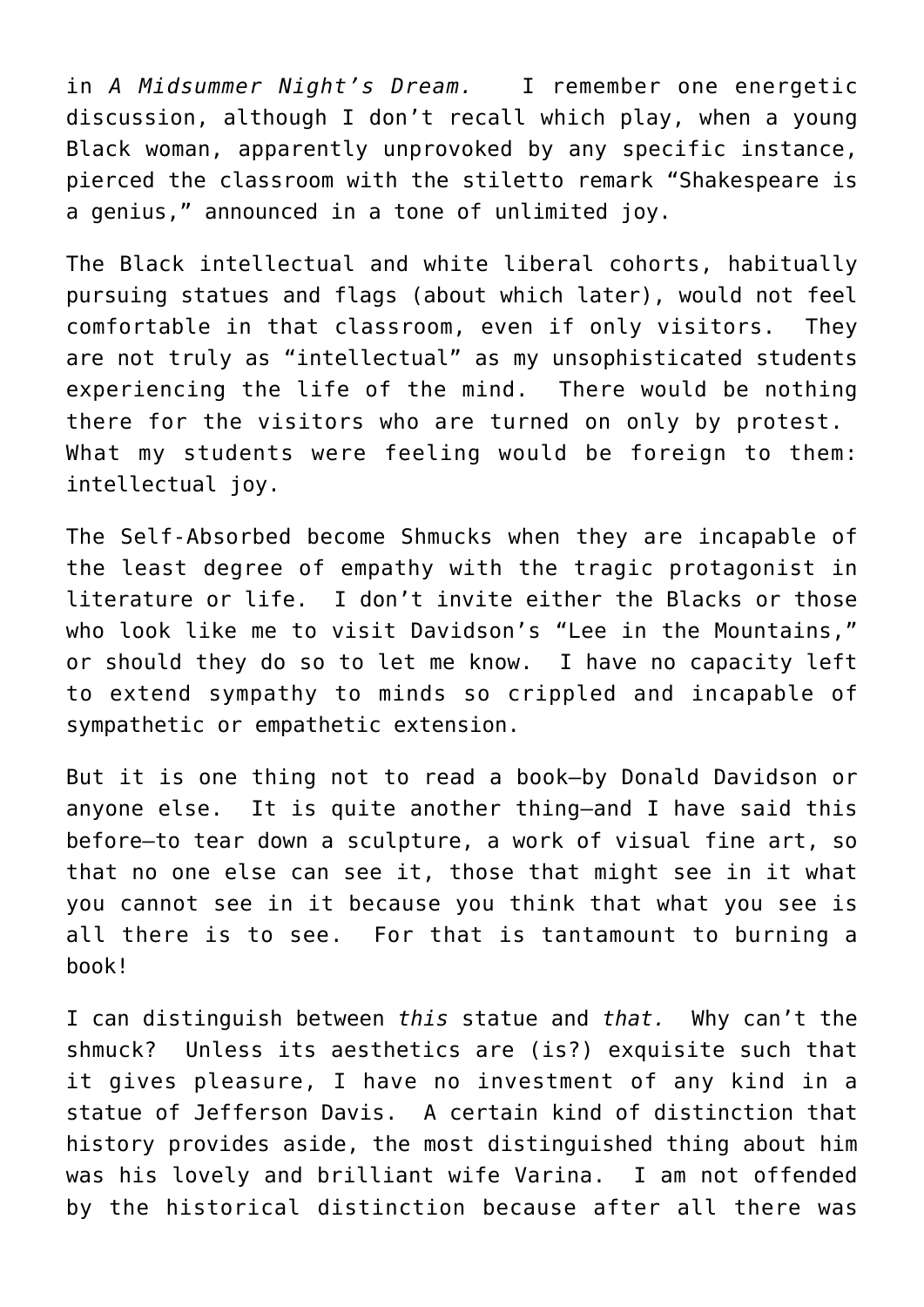in *A Midsummer Night's Dream.* I remember one energetic discussion, although I don't recall which play, when a young Black woman, apparently unprovoked by any specific instance, pierced the classroom with the stiletto remark "Shakespeare is a genius," announced in a tone of unlimited joy.

The Black intellectual and white liberal cohorts, habitually pursuing statues and flags (about which later), would not feel comfortable in that classroom, even if only visitors. They are not truly as "intellectual" as my unsophisticated students experiencing the life of the mind. There would be nothing there for the visitors who are turned on only by protest. What my students were feeling would be foreign to them: intellectual joy.

The Self-Absorbed become Shmucks when they are incapable of the least degree of empathy with the tragic protagonist in literature or life. I don't invite either the Blacks or those who look like me to visit Davidson's "Lee in the Mountains," or should they do so to let me know. I have no capacity left to extend sympathy to minds so crippled and incapable of sympathetic or empathetic extension.

But it is one thing not to read a book—by Donald Davidson or anyone else. It is quite another thing—and I have said this before—to tear down a sculpture, a work of visual fine art, so that no one else can see it, those that might see in it what you cannot see in it because you think that what you see is all there is to see. For that is tantamount to burning a book!

I can distinguish between *this* statue and *that.* Why can't the shmuck? Unless its aesthetics are (is?) exquisite such that it gives pleasure, I have no investment of any kind in a statue of Jefferson Davis. A certain kind of distinction that history provides aside, the most distinguished thing about him was his lovely and brilliant wife Varina. I am not offended by the historical distinction because after all there was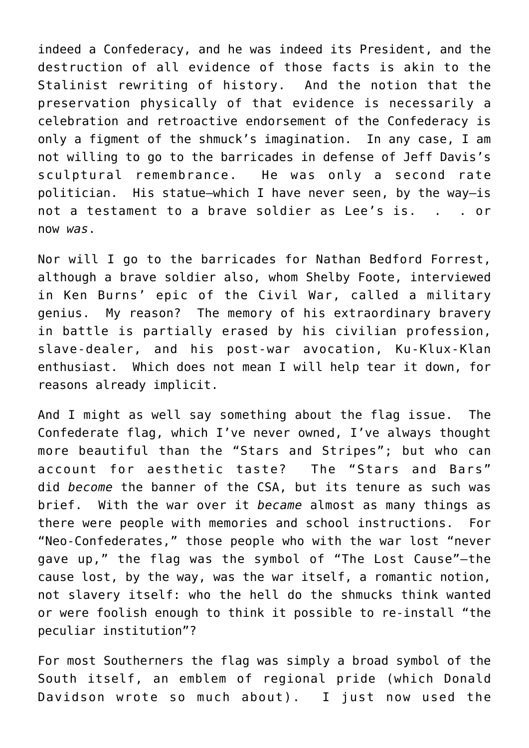indeed a Confederacy, and he was indeed its President, and the destruction of all evidence of those facts is akin to the Stalinist rewriting of history. And the notion that the preservation physically of that evidence is necessarily a celebration and retroactive endorsement of the Confederacy is only a figment of the shmuck's imagination. In any case, I am not willing to go to the barricades in defense of Jeff Davis's sculptural remembrance. He was only a second rate politician. His statue—which I have never seen, by the way—is not a testament to a brave soldier as Lee's is. . . or now *was*.

Nor will I go to the barricades for Nathan Bedford Forrest, although a brave soldier also, whom Shelby Foote, interviewed in Ken Burns' epic of the Civil War, called a military genius. My reason? The memory of his extraordinary bravery in battle is partially erased by his civilian profession, slave-dealer, and his post-war avocation, Ku-Klux-Klan enthusiast. Which does not mean I will help tear it down, for reasons already implicit.

And I might as well say something about the flag issue. The Confederate flag, which I've never owned, I've always thought more beautiful than the "Stars and Stripes"; but who can account for aesthetic taste? The "Stars and Bars" did *become* the banner of the CSA, but its tenure as such was brief. With the war over it *became* almost as many things as there were people with memories and school instructions. For "Neo-Confederates," those people who with the war lost "never gave up," the flag was the symbol of "The Lost Cause"—the cause lost, by the way, was the war itself, a romantic notion, not slavery itself: who the hell do the shmucks think wanted or were foolish enough to think it possible to re-install "the peculiar institution"?

For most Southerners the flag was simply a broad symbol of the South itself, an emblem of regional pride (which Donald Davidson wrote so much about). I just now used the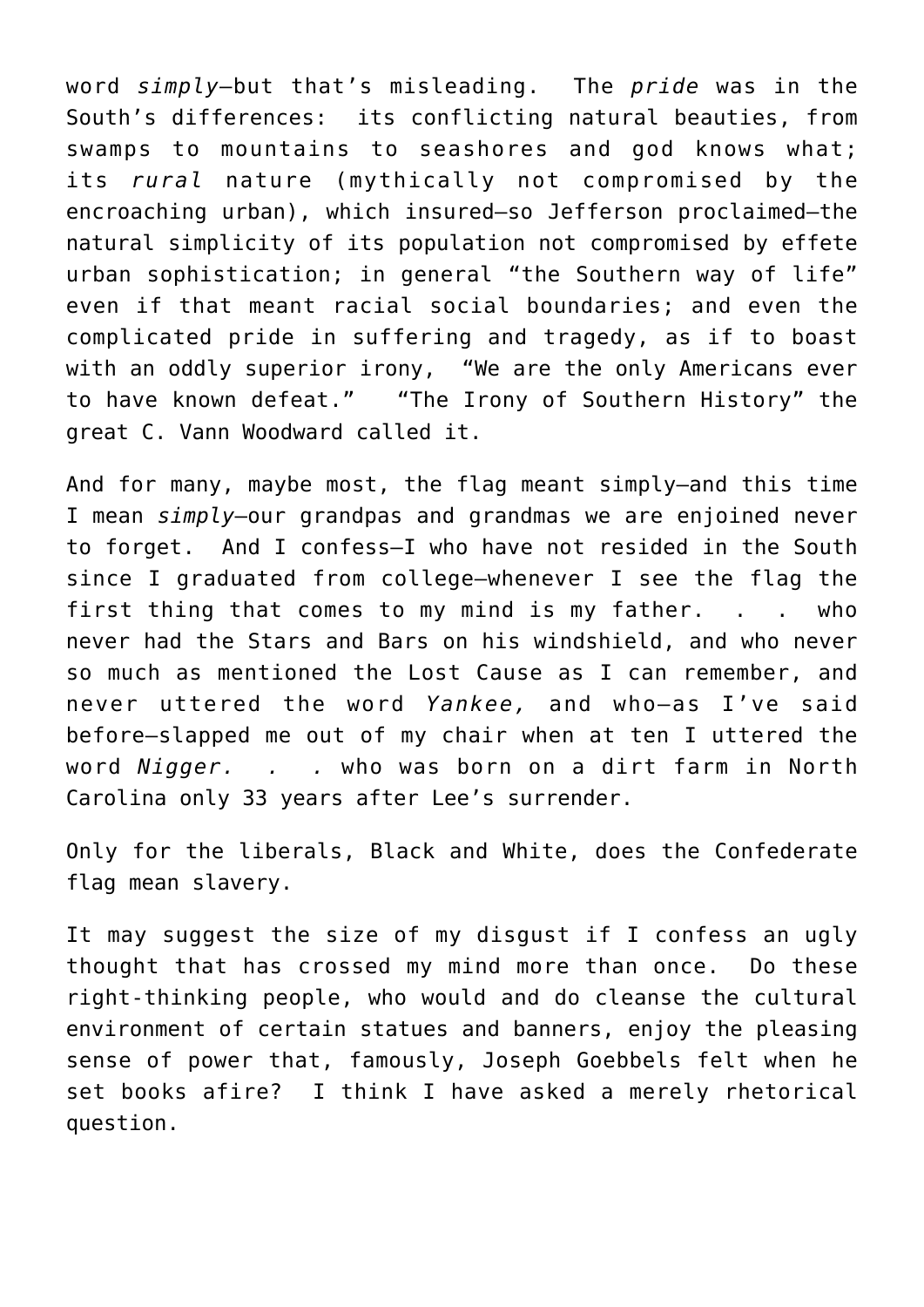word *simply*—but that's misleading. The *pride* was in the South's differences: its conflicting natural beauties, from swamps to mountains to seashores and god knows what; its *rural* nature (mythically not compromised by the encroaching urban), which insured—so Jefferson proclaimed—the natural simplicity of its population not compromised by effete urban sophistication; in general "the Southern way of life" even if that meant racial social boundaries; and even the complicated pride in suffering and tragedy, as if to boast with an oddly superior irony, "We are the only Americans ever to have known defeat." "The Irony of Southern History" the great C. Vann Woodward called it.

And for many, maybe most, the flag meant simply—and this time I mean *simply*—our grandpas and grandmas we are enjoined never to forget. And I confess—I who have not resided in the South since I graduated from college—whenever I see the flag the first thing that comes to my mind is my father. . . who never had the Stars and Bars on his windshield, and who never so much as mentioned the Lost Cause as I can remember, and never uttered the word *Yankee,* and who—as I've said before—slapped me out of my chair when at ten I uttered the word *Nigger. . .* who was born on a dirt farm in North Carolina only 33 years after Lee's surrender.

Only for the liberals, Black and White, does the Confederate flag mean slavery.

It may suggest the size of my disgust if I confess an ugly thought that has crossed my mind more than once. Do these right-thinking people, who would and do cleanse the cultural environment of certain statues and banners, enjoy the pleasing sense of power that, famously, Joseph Goebbels felt when he set books afire? I think I have asked a merely rhetorical question.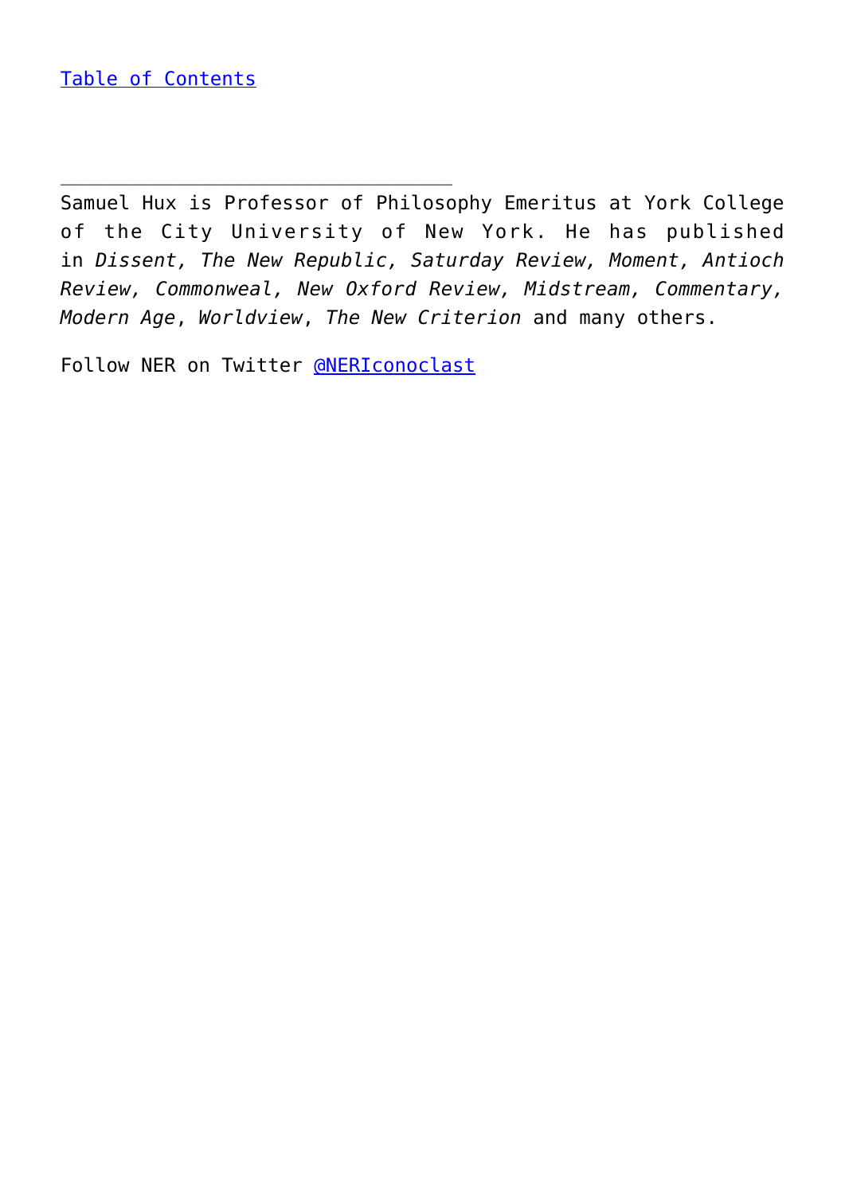[Table of Contents]

---

Samuel Hux is Professor of Philosophy Emeritus at York College of the City University of New York. He has published in *Dissent, The New Republic, Saturday Review, Moment, Antioch Review, Commonweal, New Oxford Review, Midstream, Commentary, Modern Age*, *Worldview*, *The New Criterion* and many others.

Follow NER on Twitter [@NERIconoclast]